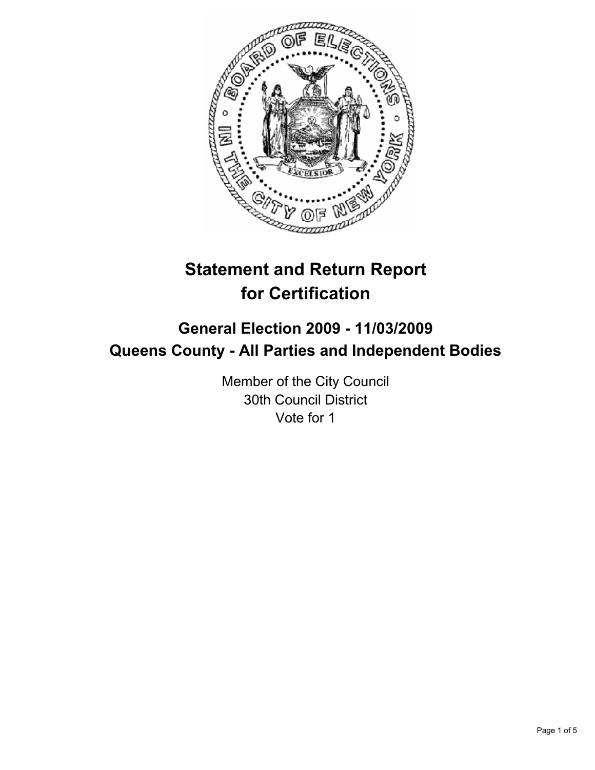# Statement and Return Report for Certification

## General Election 2009 - 11/03/2009
## Queens County - All Parties and Independent Bodies

Member of the City Council
30th Council District
Vote for 1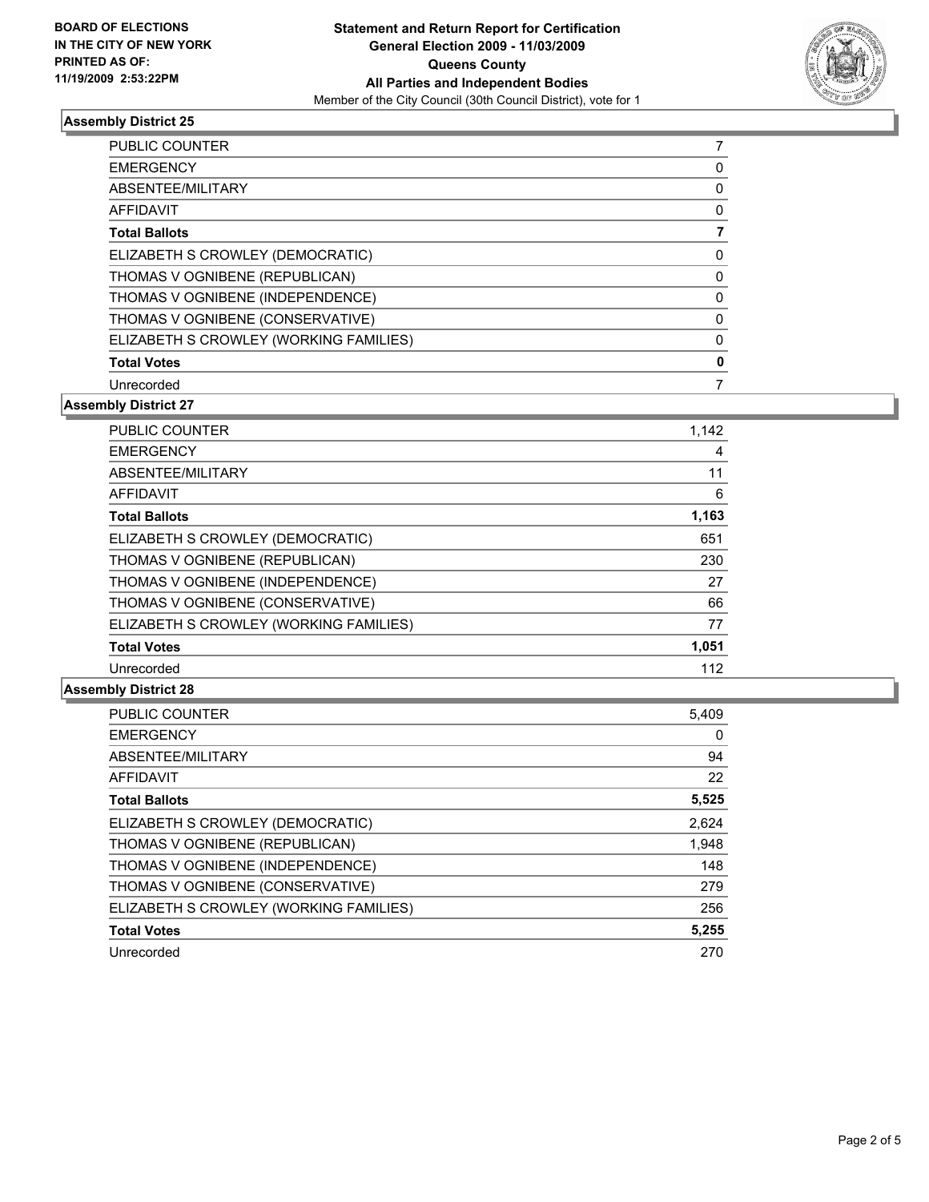BOARD OF ELECTIONS
IN THE CITY OF NEW YORK
PRINTED AS OF:
11/19/2009 2:53:22PM

**Statement and Return Report for Certification**
**General Election 2009 - 11/03/2009**
**Queens County**
**All Parties and Independent Bodies**
Member of the City Council (30th Council District), vote for 1

### Assembly District 25

| | |
|---|---|
| PUBLIC COUNTER | 7 |
| EMERGENCY | 0 |
| ABSENTEE/MILITARY | 0 |
| AFFIDAVIT | 0 |
| **Total Ballots** | **7** |
| ELIZABETH S CROWLEY (DEMOCRATIC) | 0 |
| THOMAS V OGNIBENE (REPUBLICAN) | 0 |
| THOMAS V OGNIBENE (INDEPENDENCE) | 0 |
| THOMAS V OGNIBENE (CONSERVATIVE) | 0 |
| ELIZABETH S CROWLEY (WORKING FAMILIES) | 0 |
| **Total Votes** | **0** |
| Unrecorded | 7 |

### Assembly District 27

| | |
|---|---|
| PUBLIC COUNTER | 1,142 |
| EMERGENCY | 4 |
| ABSENTEE/MILITARY | 11 |
| AFFIDAVIT | 6 |
| **Total Ballots** | **1,163** |
| ELIZABETH S CROWLEY (DEMOCRATIC) | 651 |
| THOMAS V OGNIBENE (REPUBLICAN) | 230 |
| THOMAS V OGNIBENE (INDEPENDENCE) | 27 |
| THOMAS V OGNIBENE (CONSERVATIVE) | 66 |
| ELIZABETH S CROWLEY (WORKING FAMILIES) | 77 |
| **Total Votes** | **1,051** |
| Unrecorded | 112 |

### Assembly District 28

| | |
|---|---|
| PUBLIC COUNTER | 5,409 |
| EMERGENCY | 0 |
| ABSENTEE/MILITARY | 94 |
| AFFIDAVIT | 22 |
| **Total Ballots** | **5,525** |
| ELIZABETH S CROWLEY (DEMOCRATIC) | 2,624 |
| THOMAS V OGNIBENE (REPUBLICAN) | 1,948 |
| THOMAS V OGNIBENE (INDEPENDENCE) | 148 |
| THOMAS V OGNIBENE (CONSERVATIVE) | 279 |
| ELIZABETH S CROWLEY (WORKING FAMILIES) | 256 |
| **Total Votes** | **5,255** |
| Unrecorded | 270 |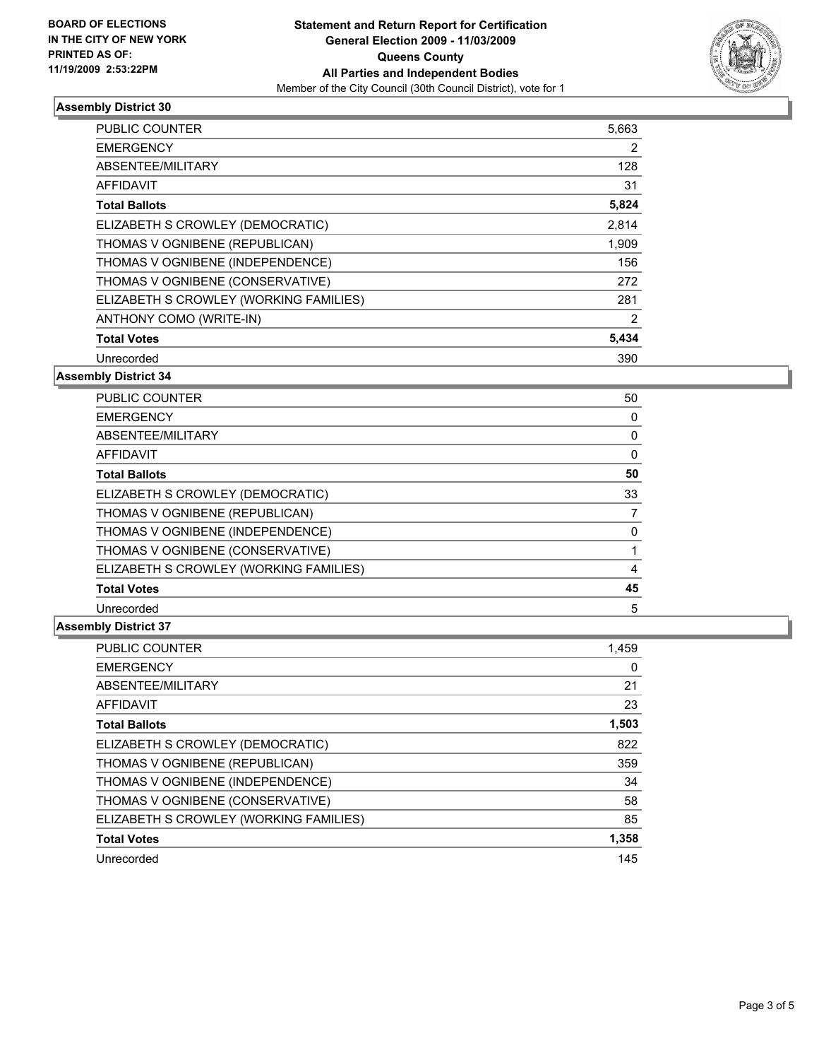BOARD OF ELECTIONS
IN THE CITY OF NEW YORK
PRINTED AS OF:
11/19/2009 2:53:22PM

**Statement and Return Report for Certification**
**General Election 2009 - 11/03/2009**
**Queens County**
**All Parties and Independent Bodies**
Member of the City Council (30th Council District), vote for 1

### Assembly District 30

| | |
|---|---|
| PUBLIC COUNTER | 5,663 |
| EMERGENCY | 2 |
| ABSENTEE/MILITARY | 128 |
| AFFIDAVIT | 31 |
| **Total Ballots** | **5,824** |
| ELIZABETH S CROWLEY (DEMOCRATIC) | 2,814 |
| THOMAS V OGNIBENE (REPUBLICAN) | 1,909 |
| THOMAS V OGNIBENE (INDEPENDENCE) | 156 |
| THOMAS V OGNIBENE (CONSERVATIVE) | 272 |
| ELIZABETH S CROWLEY (WORKING FAMILIES) | 281 |
| ANTHONY COMO (WRITE-IN) | 2 |
| **Total Votes** | **5,434** |
| Unrecorded | 390 |

### Assembly District 34

| | |
|---|---|
| PUBLIC COUNTER | 50 |
| EMERGENCY | 0 |
| ABSENTEE/MILITARY | 0 |
| AFFIDAVIT | 0 |
| **Total Ballots** | **50** |
| ELIZABETH S CROWLEY (DEMOCRATIC) | 33 |
| THOMAS V OGNIBENE (REPUBLICAN) | 7 |
| THOMAS V OGNIBENE (INDEPENDENCE) | 0 |
| THOMAS V OGNIBENE (CONSERVATIVE) | 1 |
| ELIZABETH S CROWLEY (WORKING FAMILIES) | 4 |
| **Total Votes** | **45** |
| Unrecorded | 5 |

### Assembly District 37

| | |
|---|---|
| PUBLIC COUNTER | 1,459 |
| EMERGENCY | 0 |
| ABSENTEE/MILITARY | 21 |
| AFFIDAVIT | 23 |
| **Total Ballots** | **1,503** |
| ELIZABETH S CROWLEY (DEMOCRATIC) | 822 |
| THOMAS V OGNIBENE (REPUBLICAN) | 359 |
| THOMAS V OGNIBENE (INDEPENDENCE) | 34 |
| THOMAS V OGNIBENE (CONSERVATIVE) | 58 |
| ELIZABETH S CROWLEY (WORKING FAMILIES) | 85 |
| **Total Votes** | **1,358** |
| Unrecorded | 145 |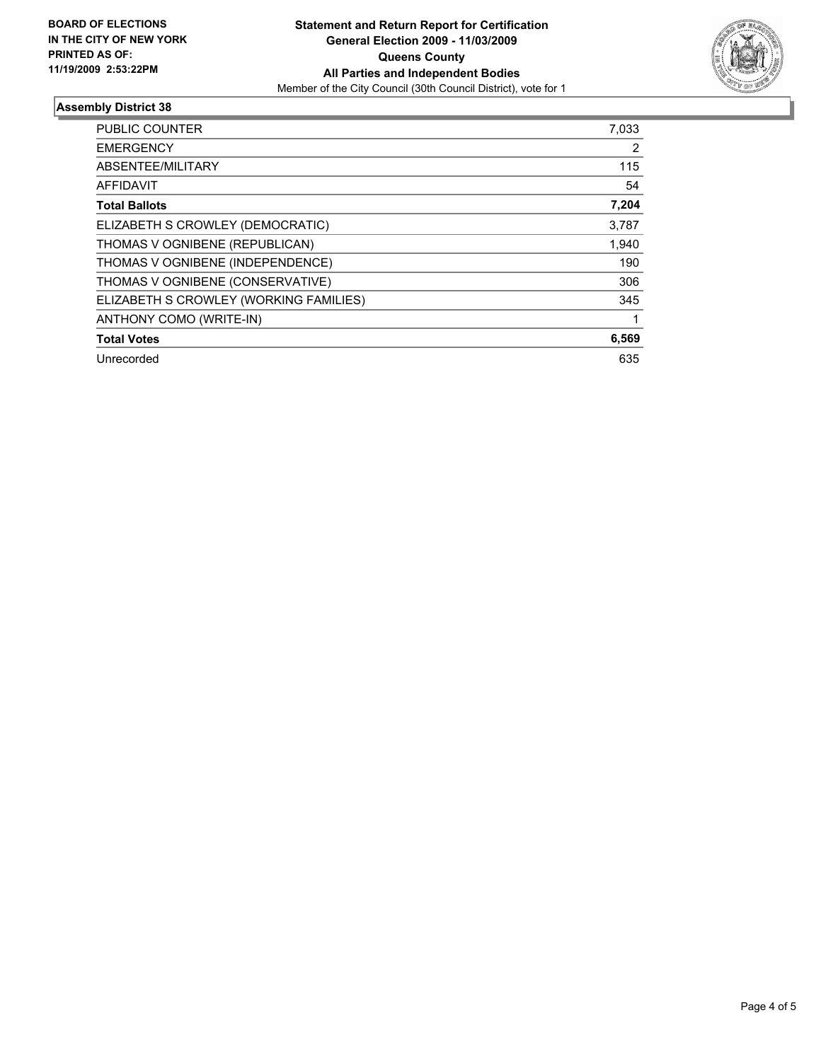**BOARD OF ELECTIONS IN THE CITY OF NEW YORK PRINTED AS OF: 11/19/2009 2:53:22PM**

**Statement and Return Report for Certification**
**General Election 2009 - 11/03/2009**
**Queens County**
**All Parties and Independent Bodies**
Member of the City Council (30th Council District), vote for 1

### Assembly District 38

| | |
|---|---|
| PUBLIC COUNTER | 7,033 |
| EMERGENCY | 2 |
| ABSENTEE/MILITARY | 115 |
| AFFIDAVIT | 54 |
| **Total Ballots** | **7,204** |
| ELIZABETH S CROWLEY (DEMOCRATIC) | 3,787 |
| THOMAS V OGNIBENE (REPUBLICAN) | 1,940 |
| THOMAS V OGNIBENE (INDEPENDENCE) | 190 |
| THOMAS V OGNIBENE (CONSERVATIVE) | 306 |
| ELIZABETH S CROWLEY (WORKING FAMILIES) | 345 |
| ANTHONY COMO (WRITE-IN) | 1 |
| **Total Votes** | **6,569** |
| Unrecorded | 635 |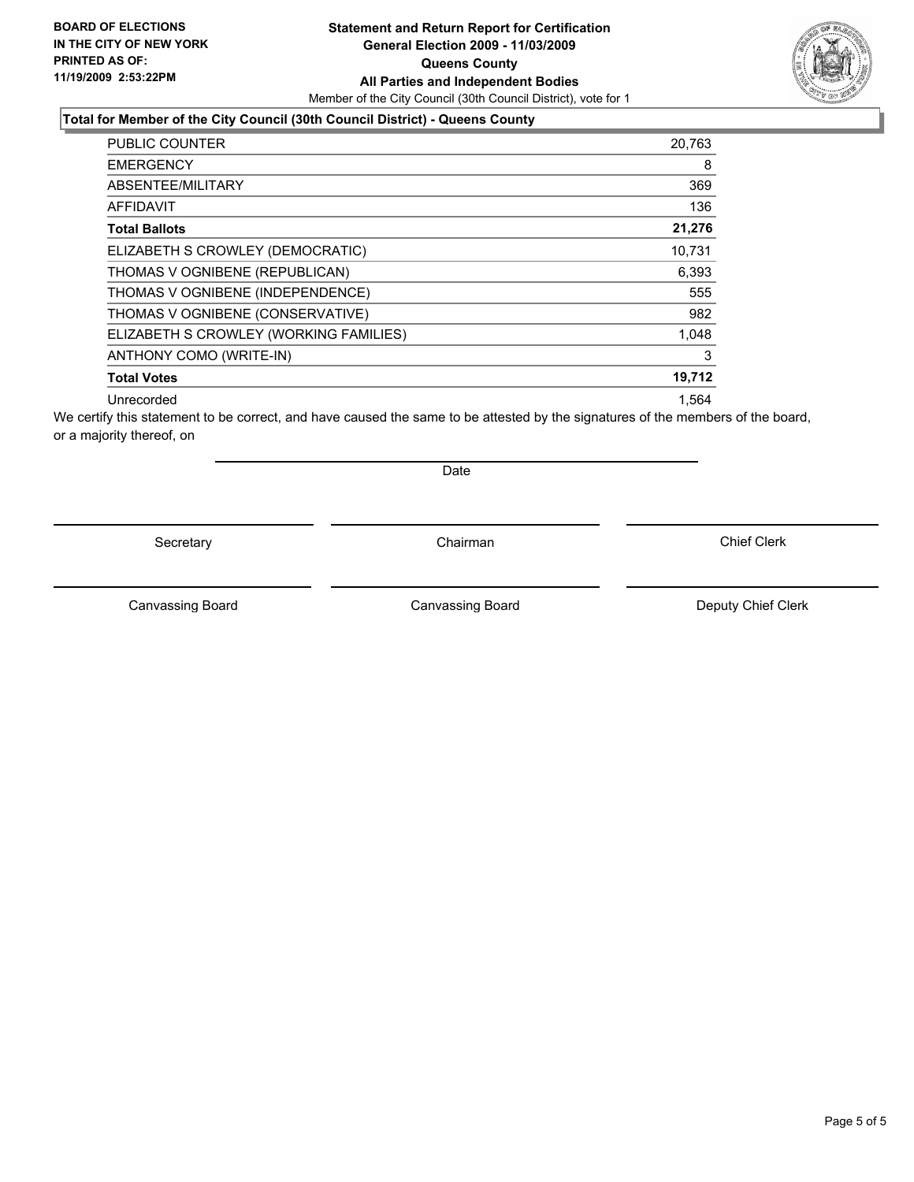**BOARD OF ELECTIONS IN THE CITY OF NEW YORK PRINTED AS OF: 11/19/2009 2:53:22PM**

**Statement and Return Report for Certification General Election 2009 - 11/03/2009 Queens County All Parties and Independent Bodies**

Member of the City Council (30th Council District), vote for 1

**Total for Member of the City Council (30th Council District) - Queens County**

| | |
|---|---|
| PUBLIC COUNTER | 20,763 |
| EMERGENCY | 8 |
| ABSENTEE/MILITARY | 369 |
| AFFIDAVIT | 136 |
| **Total Ballots** | **21,276** |
| ELIZABETH S CROWLEY (DEMOCRATIC) | 10,731 |
| THOMAS V OGNIBENE (REPUBLICAN) | 6,393 |
| THOMAS V OGNIBENE (INDEPENDENCE) | 555 |
| THOMAS V OGNIBENE (CONSERVATIVE) | 982 |
| ELIZABETH S CROWLEY (WORKING FAMILIES) | 1,048 |
| ANTHONY COMO (WRITE-IN) | 3 |
| **Total Votes** | **19,712** |
| Unrecorded | 1,564 |

We certify this statement to be correct, and have caused the same to be attested by the signatures of the members of the board, or a majority thereof, on

Date

Secretary

Chairman

Chief Clerk

Canvassing Board

Canvassing Board

Deputy Chief Clerk